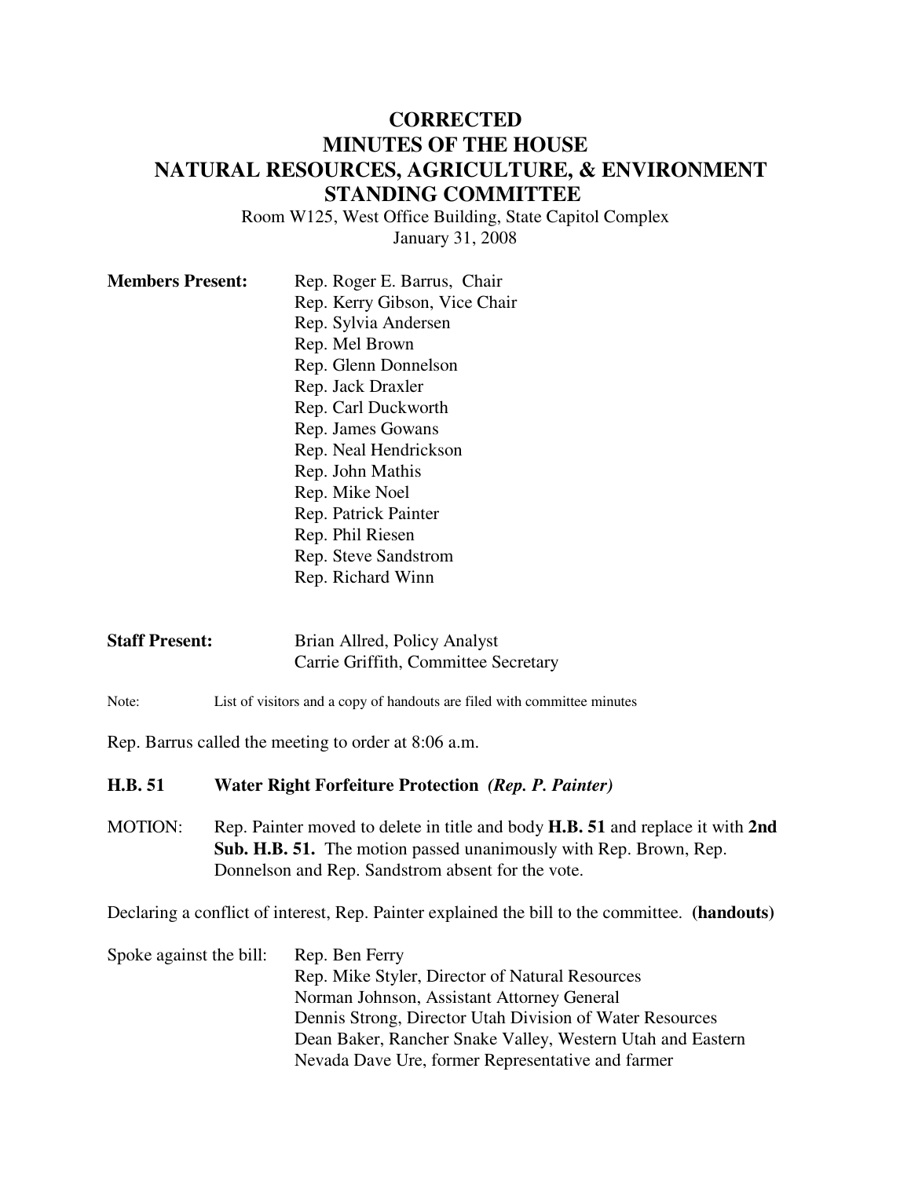# CORRECTED
# MINUTES OF THE HOUSE
# NATURAL RESOURCES, AGRICULTURE, & ENVIRONMENT
# STANDING COMMITTEE

Room W125, West Office Building, State Capitol Complex
January 31, 2008

**Members Present:**
Rep. Roger E. Barrus, Chair
Rep. Kerry Gibson, Vice Chair
Rep. Sylvia Andersen
Rep. Mel Brown
Rep. Glenn Donnelson
Rep. Jack Draxler
Rep. Carl Duckworth
Rep. James Gowans
Rep. Neal Hendrickson
Rep. John Mathis
Rep. Mike Noel
Rep. Patrick Painter
Rep. Phil Riesen
Rep. Steve Sandstrom
Rep. Richard Winn

**Staff Present:**
Brian Allred, Policy Analyst
Carrie Griffith, Committee Secretary

Note: List of visitors and a copy of handouts are filed with committee minutes

Rep. Barrus called the meeting to order at 8:06 a.m.

**H.B. 51 Water Right Forfeiture Protection** ***(Rep. P. Painter)***

MOTION: Rep. Painter moved to delete in title and body **H.B. 51** and replace it with **2nd Sub. H.B. 51.** The motion passed unanimously with Rep. Brown, Rep. Donnelson and Rep. Sandstrom absent for the vote.

Declaring a conflict of interest, Rep. Painter explained the bill to the committee. **(handouts)**

Spoke against the bill:
Rep. Ben Ferry
Rep. Mike Styler, Director of Natural Resources
Norman Johnson, Assistant Attorney General
Dennis Strong, Director Utah Division of Water Resources
Dean Baker, Rancher Snake Valley, Western Utah and Eastern Nevada Dave Ure, former Representative and farmer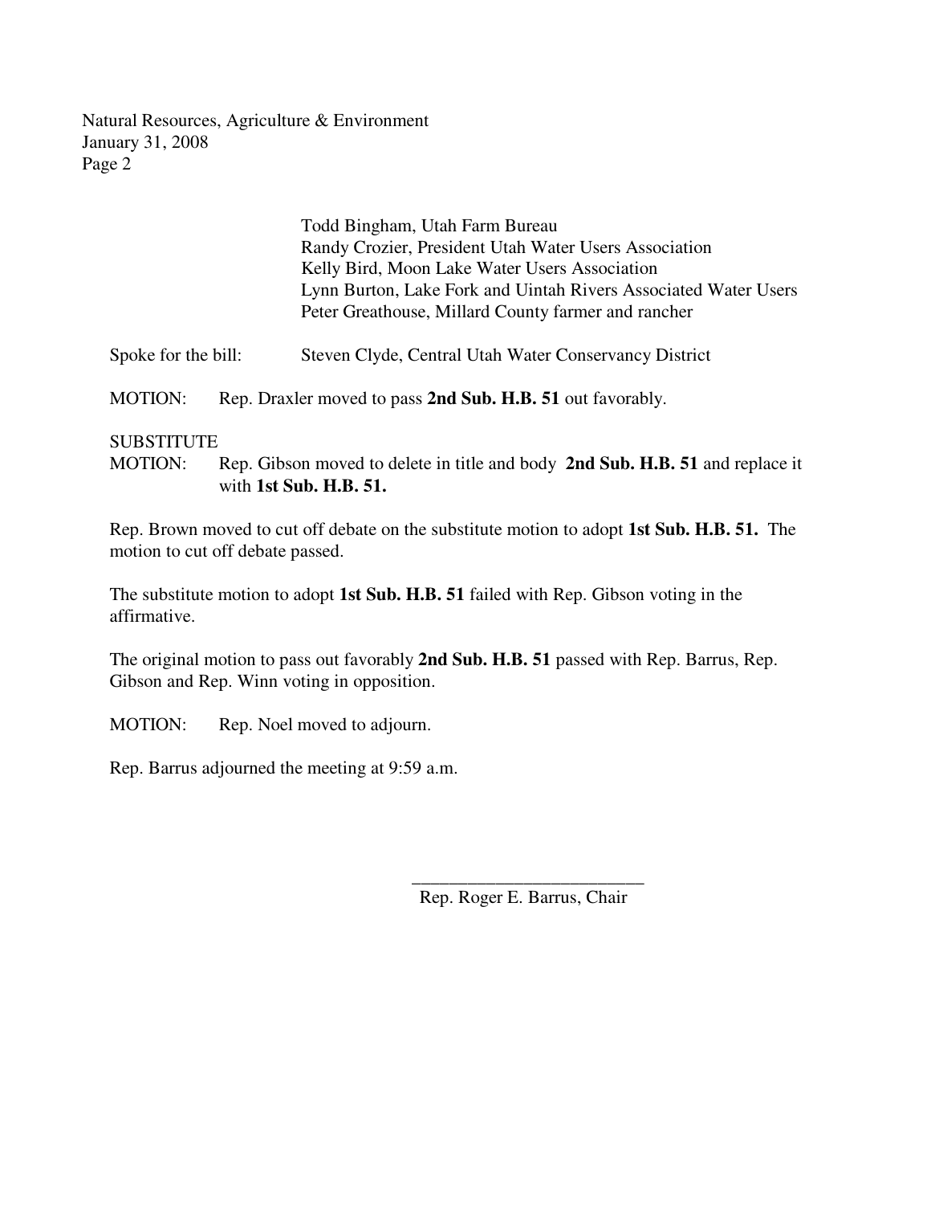Todd Bingham, Utah Farm Bureau
Randy Crozier, President Utah Water Users Association
Kelly Bird, Moon Lake Water Users Association
Lynn Burton, Lake Fork and Uintah Rivers Associated Water Users
Peter Greathouse, Millard County farmer and rancher

Spoke for the bill: Steven Clyde, Central Utah Water Conservancy District

MOTION: Rep. Draxler moved to pass **2nd Sub. H.B. 51** out favorably.

SUBSTITUTE
MOTION: Rep. Gibson moved to delete in title and body **2nd Sub. H.B. 51** and replace it with **1st Sub. H.B. 51.**

Rep. Brown moved to cut off debate on the substitute motion to adopt **1st Sub. H.B. 51.** The motion to cut off debate passed.

The substitute motion to adopt **1st Sub. H.B. 51** failed with Rep. Gibson voting in the affirmative.

The original motion to pass out favorably **2nd Sub. H.B. 51** passed with Rep. Barrus, Rep. Gibson and Rep. Winn voting in opposition.

MOTION: Rep. Noel moved to adjourn.

Rep. Barrus adjourned the meeting at 9:59 a.m.

_________________________
Rep. Roger E. Barrus, Chair